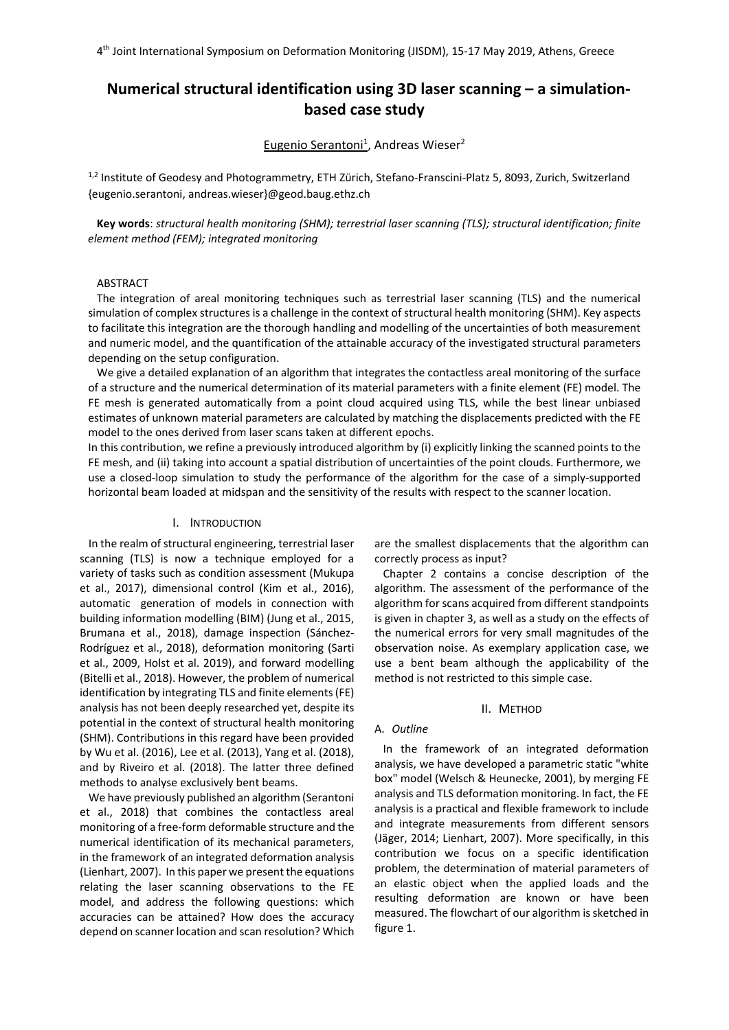# Numerical structural identification using 3D laser scanning – a simulation-based case study

Eugenio Serantoni[1], Andreas Wieser[2]

[1,2] Institute of Geodesy and Photogrammetry, ETH Zürich, Stefano-Franscini-Platz 5, 8093, Zurich, Switzerland {eugenio.serantoni, andreas.wieser}@geod.baug.ethz.ch

**Key words**: *structural health monitoring (SHM); terrestrial laser scanning (TLS); structural identification; finite element method (FEM); integrated monitoring*

## ABSTRACT

The integration of areal monitoring techniques such as terrestrial laser scanning (TLS) and the numerical simulation of complex structures is a challenge in the context of structural health monitoring (SHM). Key aspects to facilitate this integration are the thorough handling and modelling of the uncertainties of both measurement and numeric model, and the quantification of the attainable accuracy of the investigated structural parameters depending on the setup configuration.

We give a detailed explanation of an algorithm that integrates the contactless areal monitoring of the surface of a structure and the numerical determination of its material parameters with a finite element (FE) model. The FE mesh is generated automatically from a point cloud acquired using TLS, while the best linear unbiased estimates of unknown material parameters are calculated by matching the displacements predicted with the FE model to the ones derived from laser scans taken at different epochs.

In this contribution, we refine a previously introduced algorithm by (i) explicitly linking the scanned points to the FE mesh, and (ii) taking into account a spatial distribution of uncertainties of the point clouds. Furthermore, we use a closed-loop simulation to study the performance of the algorithm for the case of a simply-supported horizontal beam loaded at midspan and the sensitivity of the results with respect to the scanner location.

## I. INTRODUCTION

In the realm of structural engineering, terrestrial laser scanning (TLS) is now a technique employed for a variety of tasks such as condition assessment (Mukupa et al., 2017), dimensional control (Kim et al., 2016), automatic generation of models in connection with building information modelling (BIM) (Jung et al., 2015, Brumana et al., 2018), damage inspection (Sánchez-Rodríguez et al., 2018), deformation monitoring (Sarti et al., 2009, Holst et al. 2019), and forward modelling (Bitelli et al., 2018). However, the problem of numerical identification by integrating TLS and finite elements (FE) analysis has not been deeply researched yet, despite its potential in the context of structural health monitoring (SHM). Contributions in this regard have been provided by Wu et al. (2016), Lee et al. (2013), Yang et al. (2018), and by Riveiro et al. (2018). The latter three defined methods to analyse exclusively bent beams.

We have previously published an algorithm (Serantoni et al., 2018) that combines the contactless areal monitoring of a free-form deformable structure and the numerical identification of its mechanical parameters, in the framework of an integrated deformation analysis (Lienhart, 2007). In this paper we present the equations relating the laser scanning observations to the FE model, and address the following questions: which accuracies can be attained? How does the accuracy depend on scanner location and scan resolution? Which are the smallest displacements that the algorithm can correctly process as input?

Chapter 2 contains a concise description of the algorithm. The assessment of the performance of the algorithm for scans acquired from different standpoints is given in chapter 3, as well as a study on the effects of the numerical errors for very small magnitudes of the observation noise. As exemplary application case, we use a bent beam although the applicability of the method is not restricted to this simple case.

## II. METHOD

### A. *Outline*

In the framework of an integrated deformation analysis, we have developed a parametric static "white box" model (Welsch & Heunecke, 2001), by merging FE analysis and TLS deformation monitoring. In fact, the FE analysis is a practical and flexible framework to include and integrate measurements from different sensors (Jäger, 2014; Lienhart, 2007). More specifically, in this contribution we focus on a specific identification problem, the determination of material parameters of an elastic object when the applied loads and the resulting deformation are known or have been measured. The flowchart of our algorithm is sketched in figure 1.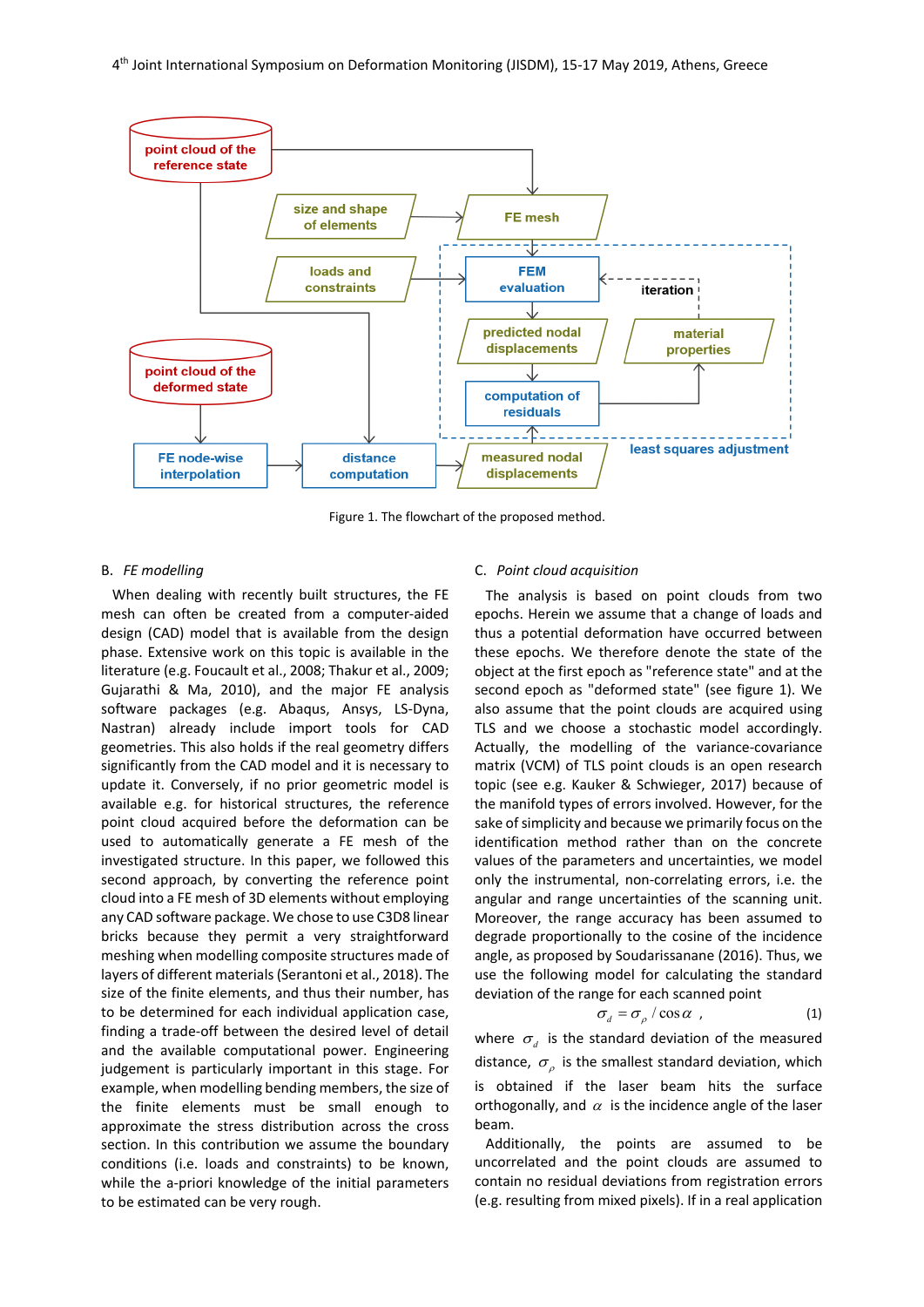Figure 1. The flowchart of the proposed method.

## B. *FE modelling*

When dealing with recently built structures, the FE mesh can often be created from a computer-aided design (CAD) model that is available from the design phase. Extensive work on this topic is available in the literature (e.g. Foucault et al., 2008; Thakur et al., 2009; Gujarathi & Ma, 2010), and the major FE analysis software packages (e.g. Abaqus, Ansys, LS-Dyna, Nastran) already include import tools for CAD geometries. This also holds if the real geometry differs significantly from the CAD model and it is necessary to update it. Conversely, if no prior geometric model is available e.g. for historical structures, the reference point cloud acquired before the deformation can be used to automatically generate a FE mesh of the investigated structure. In this paper, we followed this second approach, by converting the reference point cloud into a FE mesh of 3D elements without employing any CAD software package. We chose to use C3D8 linear bricks because they permit a very straightforward meshing when modelling composite structures made of layers of different materials (Serantoni et al., 2018). The size of the finite elements, and thus their number, has to be determined for each individual application case, finding a trade-off between the desired level of detail and the available computational power. Engineering judgement is particularly important in this stage. For example, when modelling bending members, the size of the finite elements must be small enough to approximate the stress distribution across the cross section. In this contribution we assume the boundary conditions (i.e. loads and constraints) to be known, while the a-priori knowledge of the initial parameters to be estimated can be very rough.

## C. *Point cloud acquisition*

The analysis is based on point clouds from two epochs. Herein we assume that a change of loads and thus a potential deformation have occurred between these epochs. We therefore denote the state of the object at the first epoch as "reference state" and at the second epoch as "deformed state" (see figure 1). We also assume that the point clouds are acquired using TLS and we choose a stochastic model accordingly. Actually, the modelling of the variance-covariance matrix (VCM) of TLS point clouds is an open research topic (see e.g. Kauker & Schwieger, 2017) because of the manifold types of errors involved. However, for the sake of simplicity and because we primarily focus on the identification method rather than on the concrete values of the parameters and uncertainties, we model only the instrumental, non-correlating errors, i.e. the angular and range uncertainties of the scanning unit. Moreover, the range accuracy has been assumed to degrade proportionally to the cosine of the incidence angle, as proposed by Soudarissanane (2016). Thus, we use the following model for calculating the standard deviation of the range for each scanned point

$$\sigma_d = \sigma_\rho / \cos\alpha \ , \quad (1)$$

where $\sigma_d$ is the standard deviation of the measured distance, $\sigma_\rho$ is the smallest standard deviation, which is obtained if the laser beam hits the surface orthogonally, and $\alpha$ is the incidence angle of the laser beam.

Additionally, the points are assumed to be uncorrelated and the point clouds are assumed to contain no residual deviations from registration errors (e.g. resulting from mixed pixels). If in a real application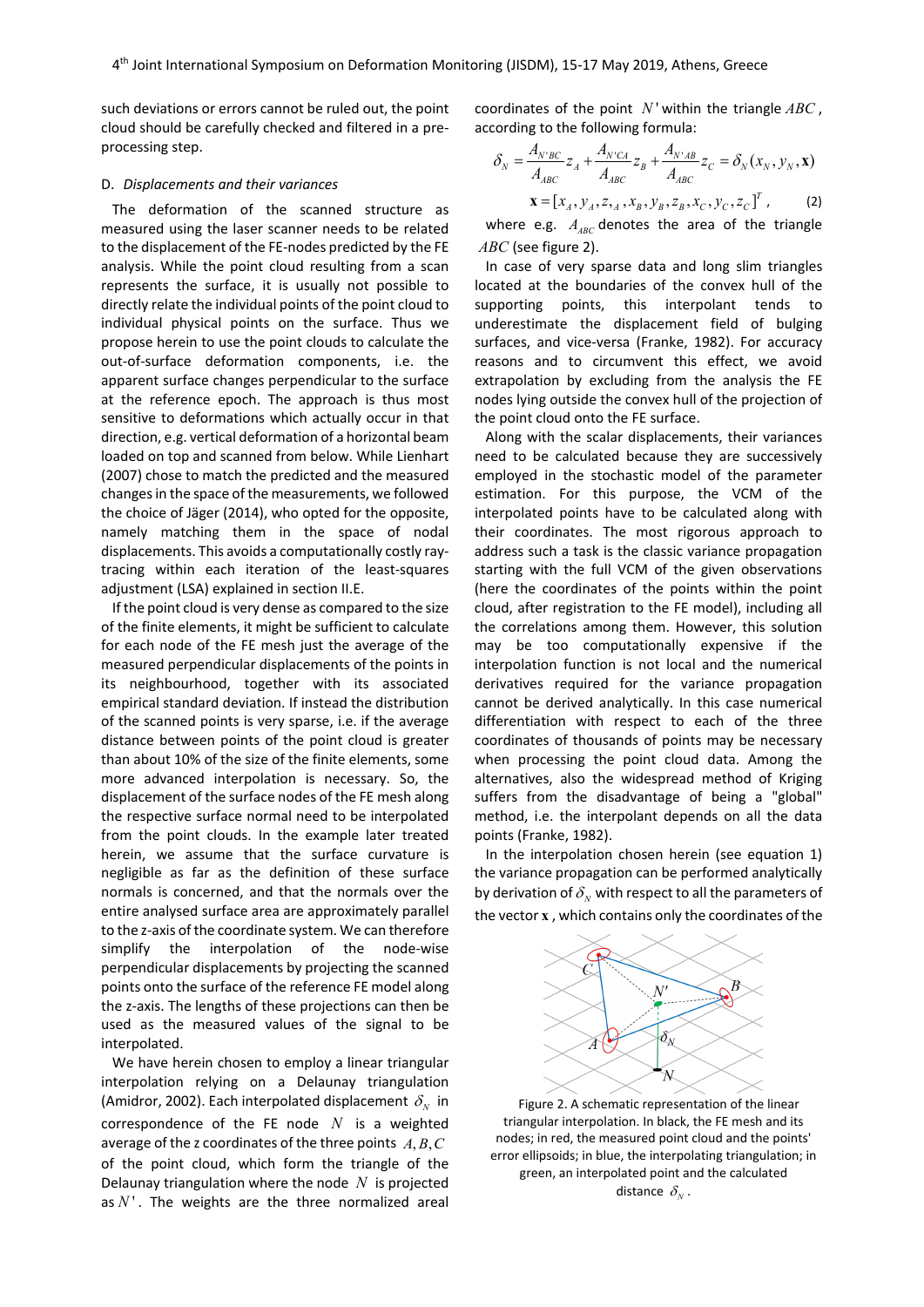such deviations or errors cannot be ruled out, the point cloud should be carefully checked and filtered in a pre-processing step.

### D. *Displacements and their variances*

The deformation of the scanned structure as measured using the laser scanner needs to be related to the displacement of the FE-nodes predicted by the FE analysis. While the point cloud resulting from a scan represents the surface, it is usually not possible to directly relate the individual points of the point cloud to individual physical points on the surface. Thus we propose herein to use the point clouds to calculate the out-of-surface deformation components, i.e. the apparent surface changes perpendicular to the surface at the reference epoch. The approach is thus most sensitive to deformations which actually occur in that direction, e.g. vertical deformation of a horizontal beam loaded on top and scanned from below. While Lienhart (2007) chose to match the predicted and the measured changes in the space of the measurements, we followed the choice of Jäger (2014), who opted for the opposite, namely matching them in the space of nodal displacements. This avoids a computationally costly ray-tracing within each iteration of the least-squares adjustment (LSA) explained in section II.E.

If the point cloud is very dense as compared to the size of the finite elements, it might be sufficient to calculate for each node of the FE mesh just the average of the measured perpendicular displacements of the points in its neighbourhood, together with its associated empirical standard deviation. If instead the distribution of the scanned points is very sparse, i.e. if the average distance between points of the point cloud is greater than about 10% of the size of the finite elements, some more advanced interpolation is necessary. So, the displacement of the surface nodes of the FE mesh along the respective surface normal need to be interpolated from the point clouds. In the example later treated herein, we assume that the surface curvature is negligible as far as the definition of these surface normals is concerned, and that the normals over the entire analysed surface area are approximately parallel to the z-axis of the coordinate system. We can therefore simplify the interpolation of the node-wise perpendicular displacements by projecting the scanned points onto the surface of the reference FE model along the z-axis. The lengths of these projections can then be used as the measured values of the signal to be interpolated.

We have herein chosen to employ a linear triangular interpolation relying on a Delaunay triangulation (Amidror, 2002). Each interpolated displacement $\delta_N$ in correspondence of the FE node $N$ is a weighted average of the z coordinates of the three points $A, B, C$ of the point cloud, which form the triangle of the Delaunay triangulation where the node $N$ is projected as $N'$. The weights are the three normalized areal coordinates of the point $N'$ within the triangle $ABC$, according to the following formula:

$$\delta_N = \frac{A_{N'BC}}{A_{ABC}} z_A + \frac{A_{N'CA}}{A_{ABC}} z_B + \frac{A_{N'AB}}{A_{ABC}} z_C = \delta_N(x_N, y_N, \mathbf{x})$$

$$\mathbf{x} = [x_A, y_A, z_A, x_B, y_B, z_B, x_C, y_C, z_C]^T, \tag{2}$$

where e.g. $A_{ABC}$ denotes the area of the triangle $ABC$ (see figure 2).

In case of very sparse data and long slim triangles located at the boundaries of the convex hull of the supporting points, this interpolant tends to underestimate the displacement field of bulging surfaces, and vice-versa (Franke, 1982). For accuracy reasons and to circumvent this effect, we avoid extrapolation by excluding from the analysis the FE nodes lying outside the convex hull of the projection of the point cloud onto the FE surface.

Along with the scalar displacements, their variances need to be calculated because they are successively employed in the stochastic model of the parameter estimation. For this purpose, the VCM of the interpolated points have to be calculated along with their coordinates. The most rigorous approach to address such a task is the classic variance propagation starting with the full VCM of the given observations (here the coordinates of the points within the point cloud, after registration to the FE model), including all the correlations among them. However, this solution may be too computationally expensive if the interpolation function is not local and the numerical derivatives required for the variance propagation cannot be derived analytically. In this case numerical differentiation with respect to each of the three coordinates of thousands of points may be necessary when processing the point cloud data. Among the alternatives, also the widespread method of Kriging suffers from the disadvantage of being a "global" method, i.e. the interpolant depends on all the data points (Franke, 1982).

In the interpolation chosen herein (see equation 1) the variance propagation can be performed analytically by derivation of $\delta_N$ with respect to all the parameters of the vector $\mathbf{x}$, which contains only the coordinates of the

Figure 2. A schematic representation of the linear triangular interpolation. In black, the FE mesh and its nodes; in red, the measured point cloud and the points' error ellipsoids; in blue, the interpolating triangulation; in green, an interpolated point and the calculated distance $\delta_N$.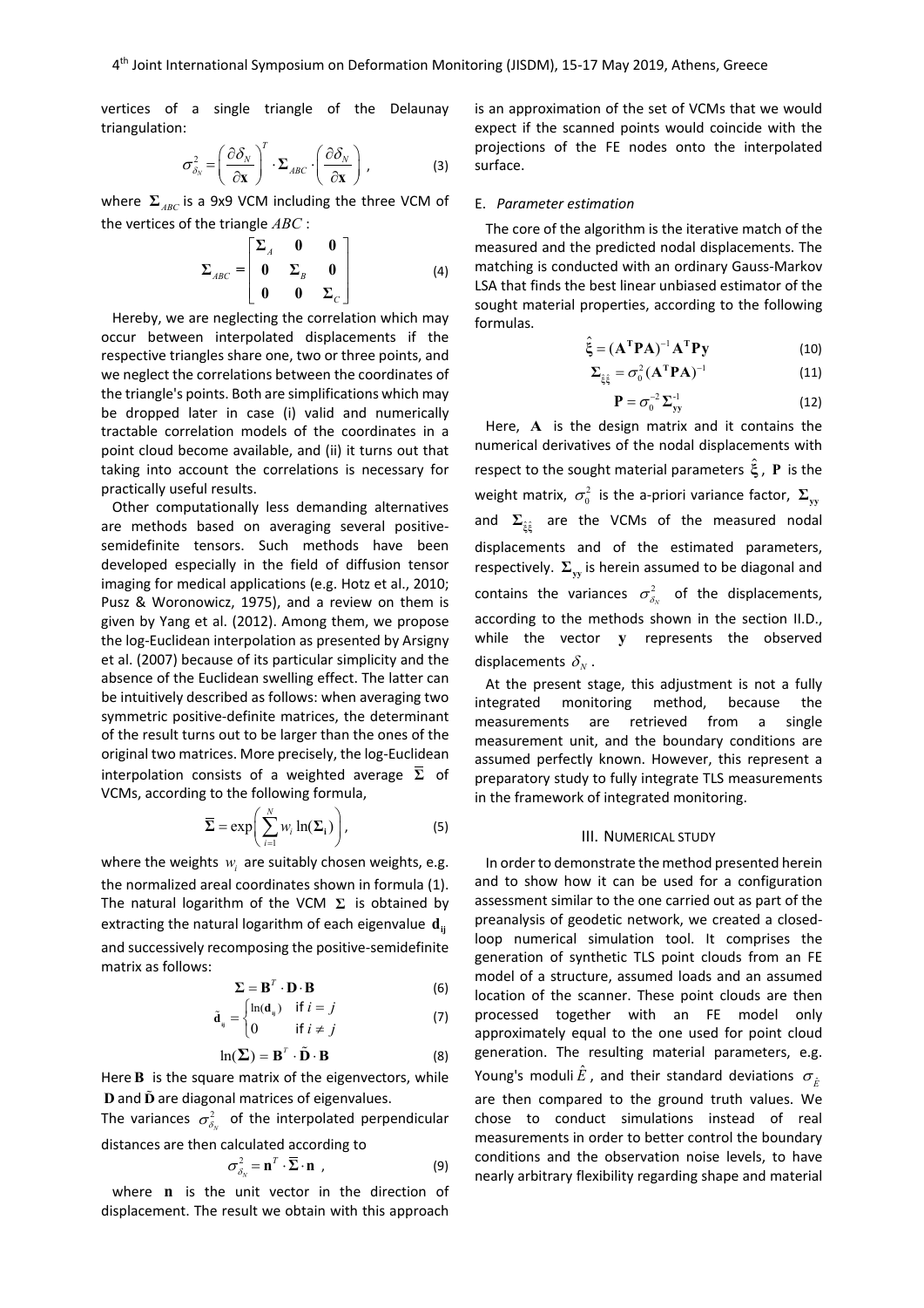vertices of a single triangle of the Delaunay triangulation:

$$\sigma_{\delta_N}^2 = \left(\frac{\partial \delta_N}{\partial \mathbf{x}}\right)^T \cdot \mathbf{\Sigma}_{ABC} \cdot \left(\frac{\partial \delta_N}{\partial \mathbf{x}}\right) , \tag{3}$$

where $\mathbf{\Sigma}_{ABC}$ is a 9x9 VCM including the three VCM of the vertices of the triangle $ABC$:

$$\mathbf{\Sigma}_{ABC} = \begin{bmatrix} \mathbf{\Sigma}_A & \mathbf{0} & \mathbf{0} \\ \mathbf{0} & \mathbf{\Sigma}_B & \mathbf{0} \\ \mathbf{0} & \mathbf{0} & \mathbf{\Sigma}_C \end{bmatrix} \tag{4}$$

Hereby, we are neglecting the correlation which may occur between interpolated displacements if the respective triangles share one, two or three points, and we neglect the correlations between the coordinates of the triangle's points. Both are simplifications which may be dropped later in case (i) valid and numerically tractable correlation models of the coordinates in a point cloud become available, and (ii) it turns out that taking into account the correlations is necessary for practically useful results.

Other computationally less demanding alternatives are methods based on averaging several positive-semidefinite tensors. Such methods have been developed especially in the field of diffusion tensor imaging for medical applications (e.g. Hotz et al., 2010; Pusz & Woronowicz, 1975), and a review on them is given by Yang et al. (2012). Among them, we propose the log-Euclidean interpolation as presented by Arsigny et al. (2007) because of its particular simplicity and the absence of the Euclidean swelling effect. The latter can be intuitively described as follows: when averaging two symmetric positive-definite matrices, the determinant of the result turns out to be larger than the ones of the original two matrices. More precisely, the log-Euclidean interpolation consists of a weighted average $\overline{\mathbf{\Sigma}}$ of VCMs, according to the following formula,

$$\overline{\mathbf{\Sigma}} = \exp\left(\sum_{i=1}^{N} w_i \ln(\mathbf{\Sigma_i})\right), \tag{5}$$

where the weights $w_i$ are suitably chosen weights, e.g. the normalized areal coordinates shown in formula (1). The natural logarithm of the VCM $\mathbf{\Sigma}$ is obtained by extracting the natural logarithm of each eigenvalue $\mathbf{d_{ij}}$ and successively recomposing the positive-semidefinite matrix as follows:

$$\mathbf{\Sigma} = \mathbf{B}^T \cdot \mathbf{D} \cdot \mathbf{B} \tag{6}$$

$$\tilde{\mathbf{d}}_{ij} = \begin{cases} \ln(\mathbf{d}_{ij}) & \text{if } i = j \\ 0 & \text{if } i \neq j \end{cases} \tag{7}$$

$$\ln(\mathbf{\Sigma}) = \mathbf{B}^T \cdot \tilde{\mathbf{D}} \cdot \mathbf{B} \tag{8}$$

Here $\mathbf{B}$ is the square matrix of the eigenvectors, while $\mathbf{D}$ and $\tilde{\mathbf{D}}$ are diagonal matrices of eigenvalues.

The variances $\sigma_{\delta_N}^2$ of the interpolated perpendicular distances are then calculated according to

$$\sigma_{\delta_N}^2 = \mathbf{n}^T \cdot \overline{\mathbf{\Sigma}} \cdot \mathbf{n} , \tag{9}$$

where $\mathbf{n}$ is the unit vector in the direction of displacement. The result we obtain with this approach is an approximation of the set of VCMs that we would expect if the scanned points would coincide with the projections of the FE nodes onto the interpolated surface.

### E. *Parameter estimation*

The core of the algorithm is the iterative match of the measured and the predicted nodal displacements. The matching is conducted with an ordinary Gauss-Markov LSA that finds the best linear unbiased estimator of the sought material properties, according to the following formulas.

$$\hat{\boldsymbol{\xi}} = (\mathbf{A^T P A})^{-1} \mathbf{A^T P y} \tag{10}$$

$$\mathbf{\Sigma}_{\hat{\xi}\hat{\xi}} = \sigma_0^2 (\mathbf{A^T P A})^{-1} \tag{11}$$

$$\mathbf{P} = \sigma_0^{-2} \mathbf{\Sigma}_{\mathbf{yy}}^{-1} \tag{12}$$

Here, $\mathbf{A}$ is the design matrix and it contains the numerical derivatives of the nodal displacements with respect to the sought material parameters $\hat{\boldsymbol{\xi}}$, $\mathbf{P}$ is the weight matrix, $\sigma_0^2$ is the a-priori variance factor, $\mathbf{\Sigma_{yy}}$ and $\mathbf{\Sigma}_{\hat{\xi}\hat{\xi}}$ are the VCMs of the measured nodal displacements and of the estimated parameters, respectively. $\mathbf{\Sigma_{yy}}$ is herein assumed to be diagonal and contains the variances $\sigma_{\delta_N}^2$ of the displacements, according to the methods shown in the section II.D., while the vector $\mathbf{y}$ represents the observed displacements $\delta_N$.

At the present stage, this adjustment is not a fully integrated monitoring method, because the measurements are retrieved from a single measurement unit, and the boundary conditions are assumed perfectly known. However, this represent a preparatory study to fully integrate TLS measurements in the framework of integrated monitoring.

## III. Numerical study

In order to demonstrate the method presented herein and to show how it can be used for a configuration assessment similar to the one carried out as part of the preanalysis of geodetic network, we created a closed-loop numerical simulation tool. It comprises the generation of synthetic TLS point clouds from an FE model of a structure, assumed loads and an assumed location of the scanner. These point clouds are then processed together with an FE model only approximately equal to the one used for point cloud generation. The resulting material parameters, e.g. Young's moduli $\hat{E}$, and their standard deviations $\sigma_{\hat{E}}$ are then compared to the ground truth values. We chose to conduct simulations instead of real measurements in order to better control the boundary conditions and the observation noise levels, to have nearly arbitrary flexibility regarding shape and material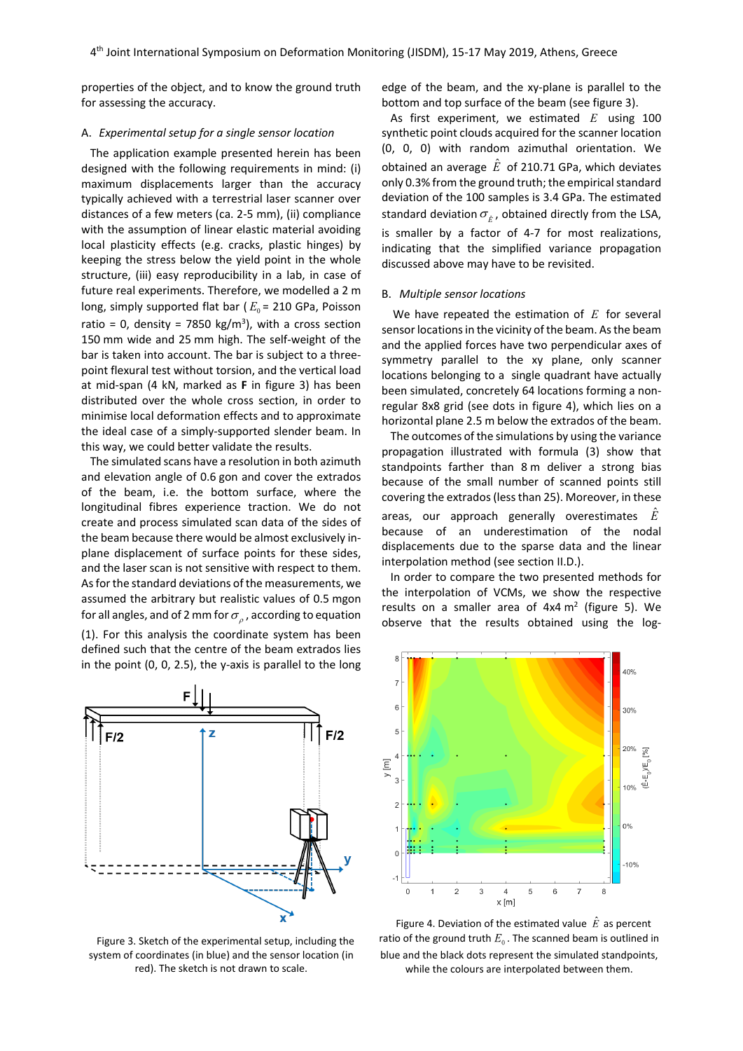properties of the object, and to know the ground truth for assessing the accuracy.

### A. *Experimental setup for a single sensor location*

The application example presented herein has been designed with the following requirements in mind: (i) maximum displacements larger than the accuracy typically achieved with a terrestrial laser scanner over distances of a few meters (ca. 2-5 mm), (ii) compliance with the assumption of linear elastic material avoiding local plasticity effects (e.g. cracks, plastic hinges) by keeping the stress below the yield point in the whole structure, (iii) easy reproducibility in a lab, in case of future real experiments. Therefore, we modelled a 2 m long, simply supported flat bar ($E_0$ = 210 GPa, Poisson ratio = 0, density = 7850 kg/m$^3$), with a cross section 150 mm wide and 25 mm high. The self-weight of the bar is taken into account. The bar is subject to a three-point flexural test without torsion, and the vertical load at mid-span (4 kN, marked as **F** in figure 3) has been distributed over the whole cross section, in order to minimise local deformation effects and to approximate the ideal case of a simply-supported slender beam. In this way, we could better validate the results.

The simulated scans have a resolution in both azimuth and elevation angle of 0.6 gon and cover the extrados of the beam, i.e. the bottom surface, where the longitudinal fibres experience traction. We do not create and process simulated scan data of the sides of the beam because there would be almost exclusively in-plane displacement of surface points for these sides, and the laser scan is not sensitive with respect to them. As for the standard deviations of the measurements, we assumed the arbitrary but realistic values of 0.5 mgon for all angles, and of 2 mm for $\sigma_\rho$, according to equation (1). For this analysis the coordinate system has been defined such that the centre of the beam extrados lies in the point (0, 0, 2.5), the y-axis is parallel to the long edge of the beam, and the xy-plane is parallel to the bottom and top surface of the beam (see figure 3).

Figure 3. Sketch of the experimental setup, including the system of coordinates (in blue) and the sensor location (in red). The sketch is not drawn to scale.

As first experiment, we estimated $E$ using 100 synthetic point clouds acquired for the scanner location (0, 0, 0) with random azimuthal orientation. We obtained an average $\hat{E}$ of 210.71 GPa, which deviates only 0.3% from the ground truth; the empirical standard deviation of the 100 samples is 3.4 GPa. The estimated standard deviation $\sigma_{\hat{E}}$, obtained directly from the LSA, is smaller by a factor of 4-7 for most realizations, indicating that the simplified variance propagation discussed above may have to be revisited.

### B. *Multiple sensor locations*

We have repeated the estimation of $E$ for several sensor locations in the vicinity of the beam. As the beam and the applied forces have two perpendicular axes of symmetry parallel to the xy plane, only scanner locations belonging to a single quadrant have actually been simulated, concretely 64 locations forming a non-regular 8x8 grid (see dots in figure 4), which lies on a horizontal plane 2.5 m below the extrados of the beam.

The outcomes of the simulations by using the variance propagation illustrated with formula (3) show that standpoints farther than 8 m deliver a strong bias because of the small number of scanned points still covering the extrados (less than 25). Moreover, in these areas, our approach generally overestimates $\hat{E}$ because of an underestimation of the nodal displacements due to the sparse data and the linear interpolation method (see section II.D.).

In order to compare the two presented methods for the interpolation of VCMs, we show the respective results on a smaller area of 4x4 m$^2$ (figure 5). We observe that the results obtained using the log-

Figure 4. Deviation of the estimated value $\hat{E}$ as percent ratio of the ground truth $E_0$. The scanned beam is outlined in blue and the black dots represent the simulated standpoints, while the colours are interpolated between them.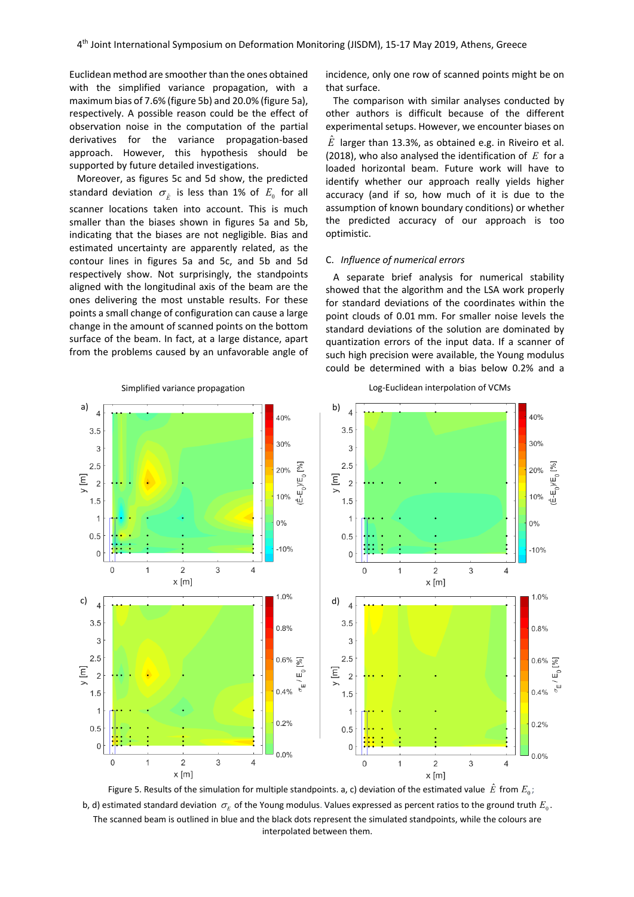Euclidean method are smoother than the ones obtained with the simplified variance propagation, with a maximum bias of 7.6% (figure 5b) and 20.0% (figure 5a), respectively. A possible reason could be the effect of observation noise in the computation of the partial derivatives for the variance propagation-based approach. However, this hypothesis should be supported by future detailed investigations.

Moreover, as figures 5c and 5d show, the predicted standard deviation $\sigma_{\hat{E}}$ is less than 1% of $E_0$ for all scanner locations taken into account. This is much smaller than the biases shown in figures 5a and 5b, indicating that the biases are not negligible. Bias and estimated uncertainty are apparently related, as the contour lines in figures 5a and 5c, and 5b and 5d respectively show. Not surprisingly, the standpoints aligned with the longitudinal axis of the beam are the ones delivering the most unstable results. For these points a small change of configuration can cause a large change in the amount of scanned points on the bottom surface of the beam. In fact, at a large distance, apart from the problems caused by an unfavorable angle of incidence, only one row of scanned points might be on that surface.

The comparison with similar analyses conducted by other authors is difficult because of the different experimental setups. However, we encounter biases on $\hat{E}$ larger than 13.3%, as obtained e.g. in Riveiro et al. (2018), who also analysed the identification of $E$ for a loaded horizontal beam. Future work will have to identify whether our approach really yields higher accuracy (and if so, how much of it is due to the assumption of known boundary conditions) or whether the predicted accuracy of our approach is too optimistic.

### C. *Influence of numerical errors*

A separate brief analysis for numerical stability showed that the algorithm and the LSA work properly for standard deviations of the coordinates within the point clouds of 0.01 mm. For smaller noise levels the standard deviations of the solution are dominated by quantization errors of the input data. If a scanner of such high precision were available, the Young modulus could be determined with a bias below 0.2% and a

Figure 5. Results of the simulation for multiple standpoints. a, c) deviation of the estimated value $\hat{E}$ from $E_0$; b, d) estimated standard deviation $\sigma_E$ of the Young modulus. Values expressed as percent ratios to the ground truth $E_0$. The scanned beam is outlined in blue and the black dots represent the simulated standpoints, while the colours are interpolated between them.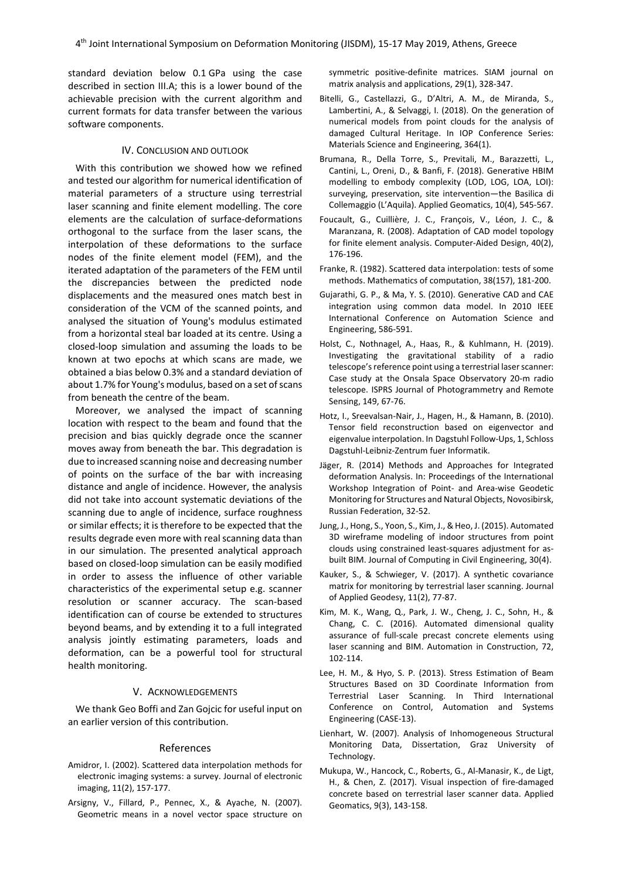standard deviation below 0.1 GPa using the case described in section III.A; this is a lower bound of the achievable precision with the current algorithm and current formats for data transfer between the various software components.

## IV. Conclusion and outlook

With this contribution we showed how we refined and tested our algorithm for numerical identification of material parameters of a structure using terrestrial laser scanning and finite element modelling. The core elements are the calculation of surface-deformations orthogonal to the surface from the laser scans, the interpolation of these deformations to the surface nodes of the finite element model (FEM), and the iterated adaptation of the parameters of the FEM until the discrepancies between the predicted node displacements and the measured ones match best in consideration of the VCM of the scanned points, and analysed the situation of Young's modulus estimated from a horizontal steal bar loaded at its centre. Using a closed-loop simulation and assuming the loads to be known at two epochs at which scans are made, we obtained a bias below 0.3% and a standard deviation of about 1.7% for Young's modulus, based on a set of scans from beneath the centre of the beam.

Moreover, we analysed the impact of scanning location with respect to the beam and found that the precision and bias quickly degrade once the scanner moves away from beneath the bar. This degradation is due to increased scanning noise and decreasing number of points on the surface of the bar with increasing distance and angle of incidence. However, the analysis did not take into account systematic deviations of the scanning due to angle of incidence, surface roughness or similar effects; it is therefore to be expected that the results degrade even more with real scanning data than in our simulation. The presented analytical approach based on closed-loop simulation can be easily modified in order to assess the influence of other variable characteristics of the experimental setup e.g. scanner resolution or scanner accuracy. The scan-based identification can of course be extended to structures beyond beams, and by extending it to a full integrated analysis jointly estimating parameters, loads and deformation, can be a powerful tool for structural health monitoring.

## V. Acknowledgements

We thank Geo Boffi and Zan Gojcic for useful input on an earlier version of this contribution.

## References

Amidror, I. (2002). Scattered data interpolation methods for electronic imaging systems: a survey. Journal of electronic imaging, 11(2), 157-177.

Arsigny, V., Fillard, P., Pennec, X., & Ayache, N. (2007). Geometric means in a novel vector space structure on symmetric positive-definite matrices. SIAM journal on matrix analysis and applications, 29(1), 328-347.

Bitelli, G., Castellazzi, G., D'Altri, A. M., de Miranda, S., Lambertini, A., & Selvaggi, I. (2018). On the generation of numerical models from point clouds for the analysis of damaged Cultural Heritage. In IOP Conference Series: Materials Science and Engineering, 364(1).

Brumana, R., Della Torre, S., Previtali, M., Barazzetti, L., Cantini, L., Oreni, D., & Banfi, F. (2018). Generative HBIM modelling to embody complexity (LOD, LOG, LOA, LOI): surveying, preservation, site intervention—the Basilica di Collemaggio (L'Aquila). Applied Geomatics, 10(4), 545-567.

Foucault, G., Cuillière, J. C., François, V., Léon, J. C., & Maranzana, R. (2008). Adaptation of CAD model topology for finite element analysis. Computer-Aided Design, 40(2), 176-196.

Franke, R. (1982). Scattered data interpolation: tests of some methods. Mathematics of computation, 38(157), 181-200.

Gujarathi, G. P., & Ma, Y. S. (2010). Generative CAD and CAE integration using common data model. In 2010 IEEE International Conference on Automation Science and Engineering, 586-591.

Holst, C., Nothnagel, A., Haas, R., & Kuhlmann, H. (2019). Investigating the gravitational stability of a radio telescope's reference point using a terrestrial laser scanner: Case study at the Onsala Space Observatory 20-m radio telescope. ISPRS Journal of Photogrammetry and Remote Sensing, 149, 67-76.

Hotz, I., Sreevalsan-Nair, J., Hagen, H., & Hamann, B. (2010). Tensor field reconstruction based on eigenvector and eigenvalue interpolation. In Dagstuhl Follow-Ups, 1, Schloss Dagstuhl-Leibniz-Zentrum fuer Informatik.

Jäger, R. (2014) Methods and Approaches for Integrated deformation Analysis. In: Proceedings of the International Workshop Integration of Point- and Area-wise Geodetic Monitoring for Structures and Natural Objects, Novosibirsk, Russian Federation, 32-52.

Jung, J., Hong, S., Yoon, S., Kim, J., & Heo, J. (2015). Automated 3D wireframe modeling of indoor structures from point clouds using constrained least-squares adjustment for as-built BIM. Journal of Computing in Civil Engineering, 30(4).

Kauker, S., & Schwieger, V. (2017). A synthetic covariance matrix for monitoring by terrestrial laser scanning. Journal of Applied Geodesy, 11(2), 77-87.

Kim, M. K., Wang, Q., Park, J. W., Cheng, J. C., Sohn, H., & Chang, C. C. (2016). Automated dimensional quality assurance of full-scale precast concrete elements using laser scanning and BIM. Automation in Construction, 72, 102-114.

Lee, H. M., & Hyo, S. P. (2013). Stress Estimation of Beam Structures Based on 3D Coordinate Information from Terrestrial Laser Scanning. In Third International Conference on Control, Automation and Systems Engineering (CASE-13).

Lienhart, W. (2007). Analysis of Inhomogeneous Structural Monitoring Data, Dissertation, Graz University of Technology.

Mukupa, W., Hancock, C., Roberts, G., Al-Manasir, K., de Ligt, H., & Chen, Z. (2017). Visual inspection of fire-damaged concrete based on terrestrial laser scanner data. Applied Geomatics, 9(3), 143-158.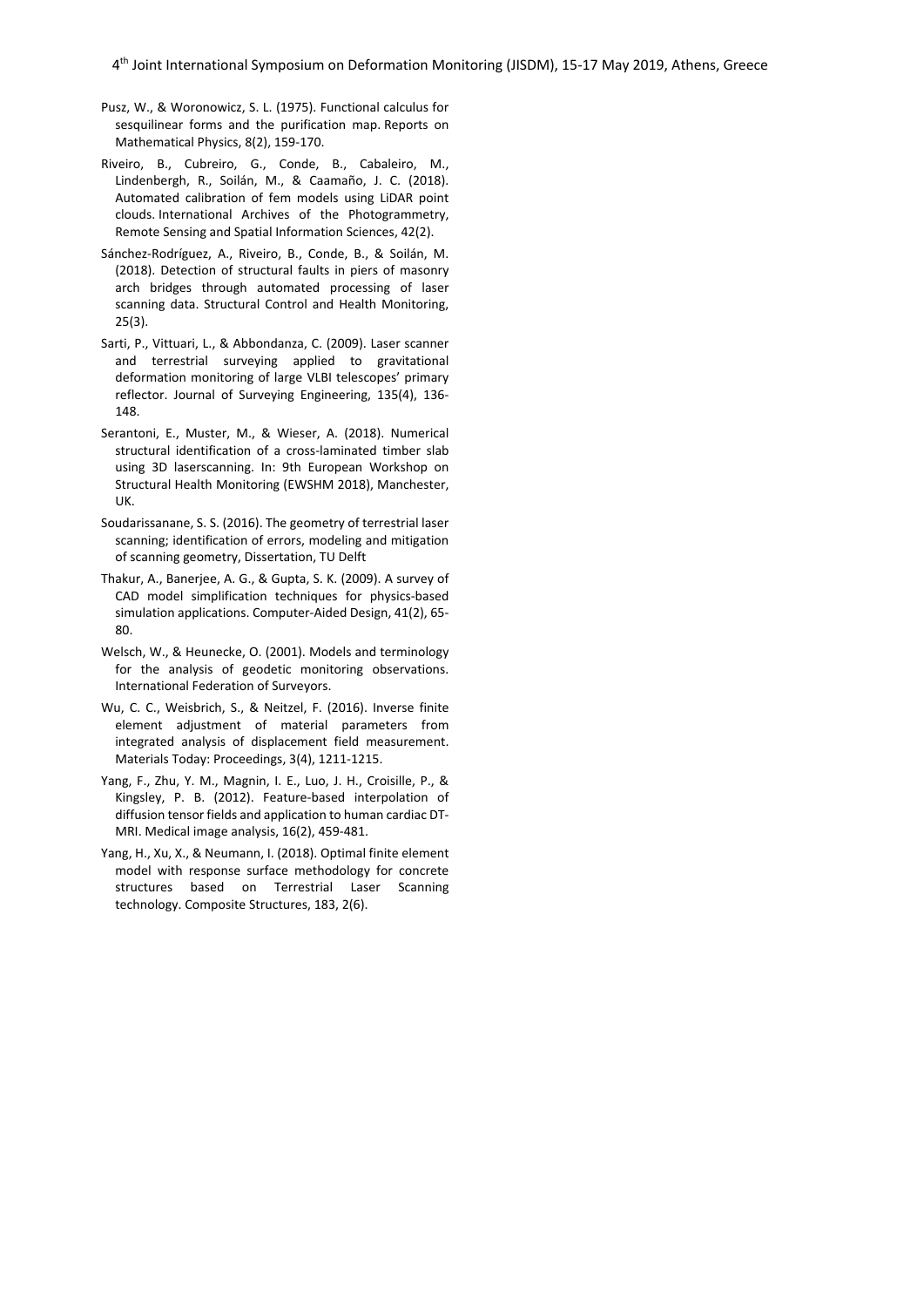Pusz, W., & Woronowicz, S. L. (1975). Functional calculus for sesquilinear forms and the purification map. Reports on Mathematical Physics, 8(2), 159-170.

Riveiro, B., Cubreiro, G., Conde, B., Cabaleiro, M., Lindenbergh, R., Soilán, M., & Caamaño, J. C. (2018). Automated calibration of fem models using LiDAR point clouds. International Archives of the Photogrammetry, Remote Sensing and Spatial Information Sciences, 42(2).

Sánchez-Rodríguez, A., Riveiro, B., Conde, B., & Soilán, M. (2018). Detection of structural faults in piers of masonry arch bridges through automated processing of laser scanning data. Structural Control and Health Monitoring, 25(3).

Sarti, P., Vittuari, L., & Abbondanza, C. (2009). Laser scanner and terrestrial surveying applied to gravitational deformation monitoring of large VLBI telescopes' primary reflector. Journal of Surveying Engineering, 135(4), 136-148.

Serantoni, E., Muster, M., & Wieser, A. (2018). Numerical structural identification of a cross-laminated timber slab using 3D laserscanning. In: 9th European Workshop on Structural Health Monitoring (EWSHM 2018), Manchester, UK.

Soudarissanane, S. S. (2016). The geometry of terrestrial laser scanning; identification of errors, modeling and mitigation of scanning geometry, Dissertation, TU Delft

Thakur, A., Banerjee, A. G., & Gupta, S. K. (2009). A survey of CAD model simplification techniques for physics-based simulation applications. Computer-Aided Design, 41(2), 65-80.

Welsch, W., & Heunecke, O. (2001). Models and terminology for the analysis of geodetic monitoring observations. International Federation of Surveyors.

Wu, C. C., Weisbrich, S., & Neitzel, F. (2016). Inverse finite element adjustment of material parameters from integrated analysis of displacement field measurement. Materials Today: Proceedings, 3(4), 1211-1215.

Yang, F., Zhu, Y. M., Magnin, I. E., Luo, J. H., Croisille, P., & Kingsley, P. B. (2012). Feature-based interpolation of diffusion tensor fields and application to human cardiac DT-MRI. Medical image analysis, 16(2), 459-481.

Yang, H., Xu, X., & Neumann, I. (2018). Optimal finite element model with response surface methodology for concrete structures based on Terrestrial Laser Scanning technology. Composite Structures, 183, 2(6).